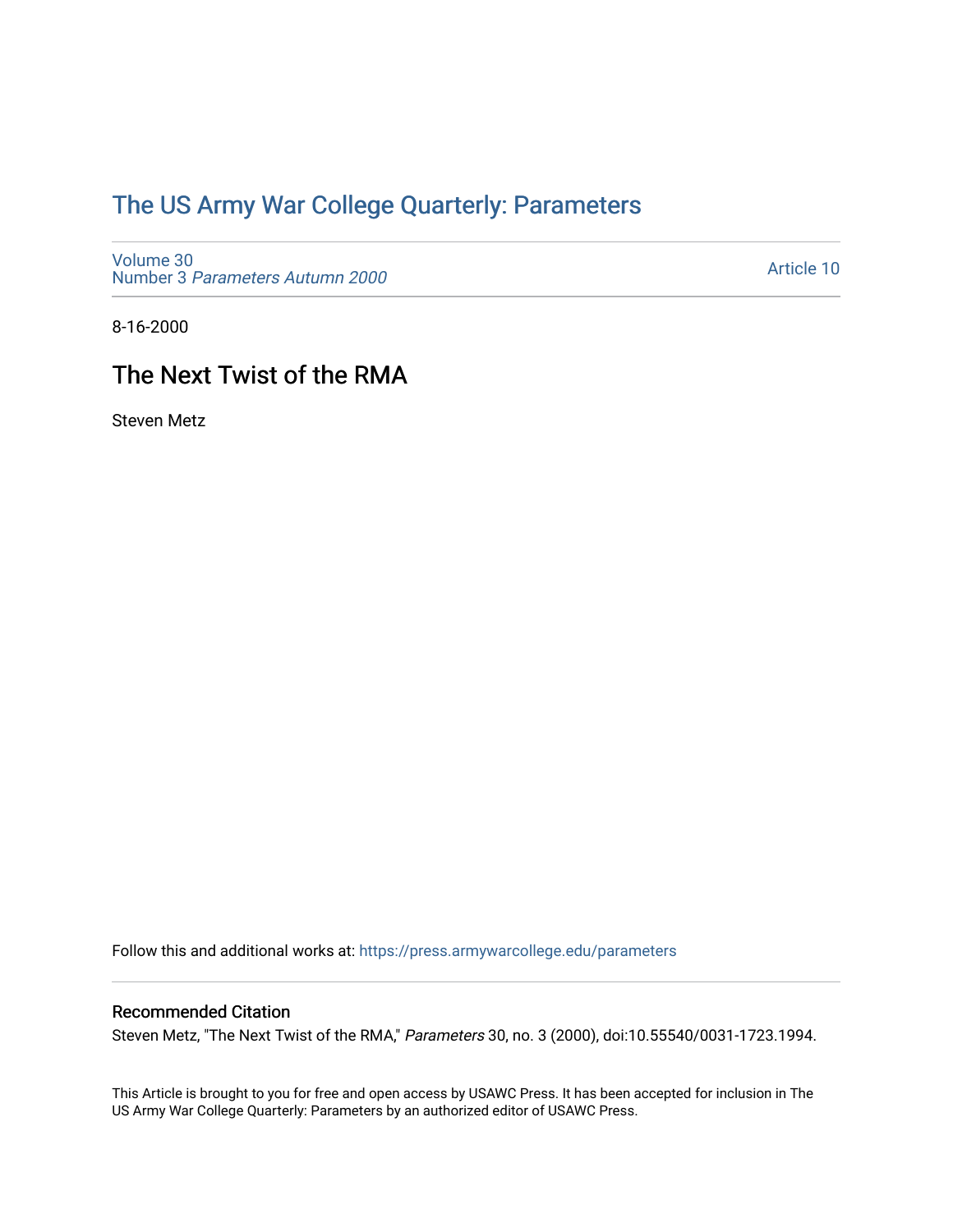# The US Army War College Quarterly: Parameters

Volume 30
Number 3 *Parameters Autumn 2000*

Article 10

8-16-2000

## The Next Twist of the RMA

Steven Metz

Follow this and additional works at: https://press.armywarcollege.edu/parameters

### Recommended Citation

Steven Metz, "The Next Twist of the RMA," *Parameters* 30, no. 3 (2000), doi:10.55540/0031-1723.1994.

This Article is brought to you for free and open access by USAWC Press. It has been accepted for inclusion in The US Army War College Quarterly: Parameters by an authorized editor of USAWC Press.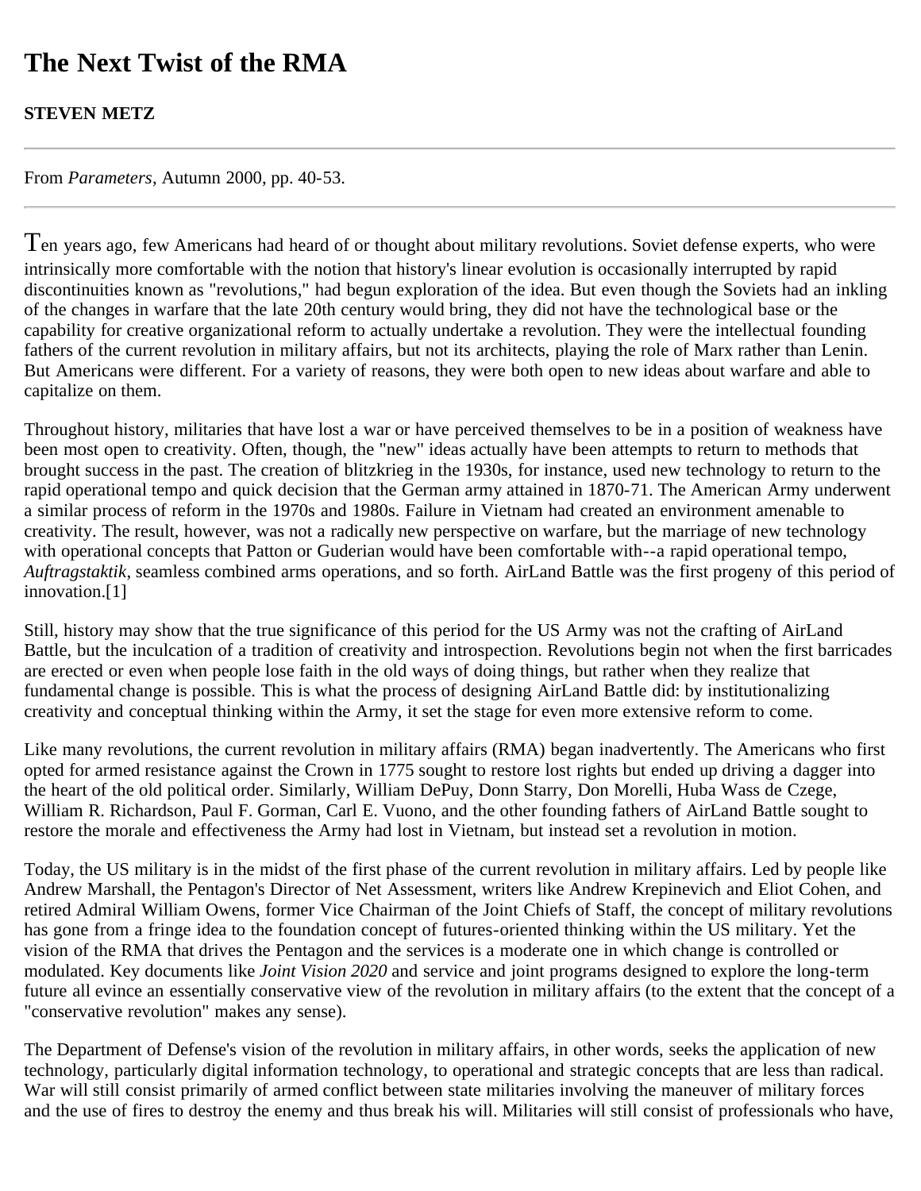# The Next Twist of the RMA

**STEVEN METZ**

From *Parameters*, Autumn 2000, pp. 40-53.

---

Ten years ago, few Americans had heard of or thought about military revolutions. Soviet defense experts, who were intrinsically more comfortable with the notion that history's linear evolution is occasionally interrupted by rapid discontinuities known as "revolutions," had begun exploration of the idea. But even though the Soviets had an inkling of the changes in warfare that the late 20th century would bring, they did not have the technological base or the capability for creative organizational reform to actually undertake a revolution. They were the intellectual founding fathers of the current revolution in military affairs, but not its architects, playing the role of Marx rather than Lenin. But Americans were different. For a variety of reasons, they were both open to new ideas about warfare and able to capitalize on them.

Throughout history, militaries that have lost a war or have perceived themselves to be in a position of weakness have been most open to creativity. Often, though, the "new" ideas actually have been attempts to return to methods that brought success in the past. The creation of blitzkrieg in the 1930s, for instance, used new technology to return to the rapid operational tempo and quick decision that the German army attained in 1870-71. The American Army underwent a similar process of reform in the 1970s and 1980s. Failure in Vietnam had created an environment amenable to creativity. The result, however, was not a radically new perspective on warfare, but the marriage of new technology with operational concepts that Patton or Guderian would have been comfortable with--a rapid operational tempo, *Auftragstaktik*, seamless combined arms operations, and so forth. AirLand Battle was the first progeny of this period of innovation.[1]

Still, history may show that the true significance of this period for the US Army was not the crafting of AirLand Battle, but the inculcation of a tradition of creativity and introspection. Revolutions begin not when the first barricades are erected or even when people lose faith in the old ways of doing things, but rather when they realize that fundamental change is possible. This is what the process of designing AirLand Battle did: by institutionalizing creativity and conceptual thinking within the Army, it set the stage for even more extensive reform to come.

Like many revolutions, the current revolution in military affairs (RMA) began inadvertently. The Americans who first opted for armed resistance against the Crown in 1775 sought to restore lost rights but ended up driving a dagger into the heart of the old political order. Similarly, William DePuy, Donn Starry, Don Morelli, Huba Wass de Czege, William R. Richardson, Paul F. Gorman, Carl E. Vuono, and the other founding fathers of AirLand Battle sought to restore the morale and effectiveness the Army had lost in Vietnam, but instead set a revolution in motion.

Today, the US military is in the midst of the first phase of the current revolution in military affairs. Led by people like Andrew Marshall, the Pentagon's Director of Net Assessment, writers like Andrew Krepinevich and Eliot Cohen, and retired Admiral William Owens, former Vice Chairman of the Joint Chiefs of Staff, the concept of military revolutions has gone from a fringe idea to the foundation concept of futures-oriented thinking within the US military. Yet the vision of the RMA that drives the Pentagon and the services is a moderate one in which change is controlled or modulated. Key documents like *Joint Vision 2020* and service and joint programs designed to explore the long-term future all evince an essentially conservative view of the revolution in military affairs (to the extent that the concept of a "conservative revolution" makes any sense).

The Department of Defense's vision of the revolution in military affairs, in other words, seeks the application of new technology, particularly digital information technology, to operational and strategic concepts that are less than radical. War will still consist primarily of armed conflict between state militaries involving the maneuver of military forces and the use of fires to destroy the enemy and thus break his will. Militaries will still consist of professionals who have,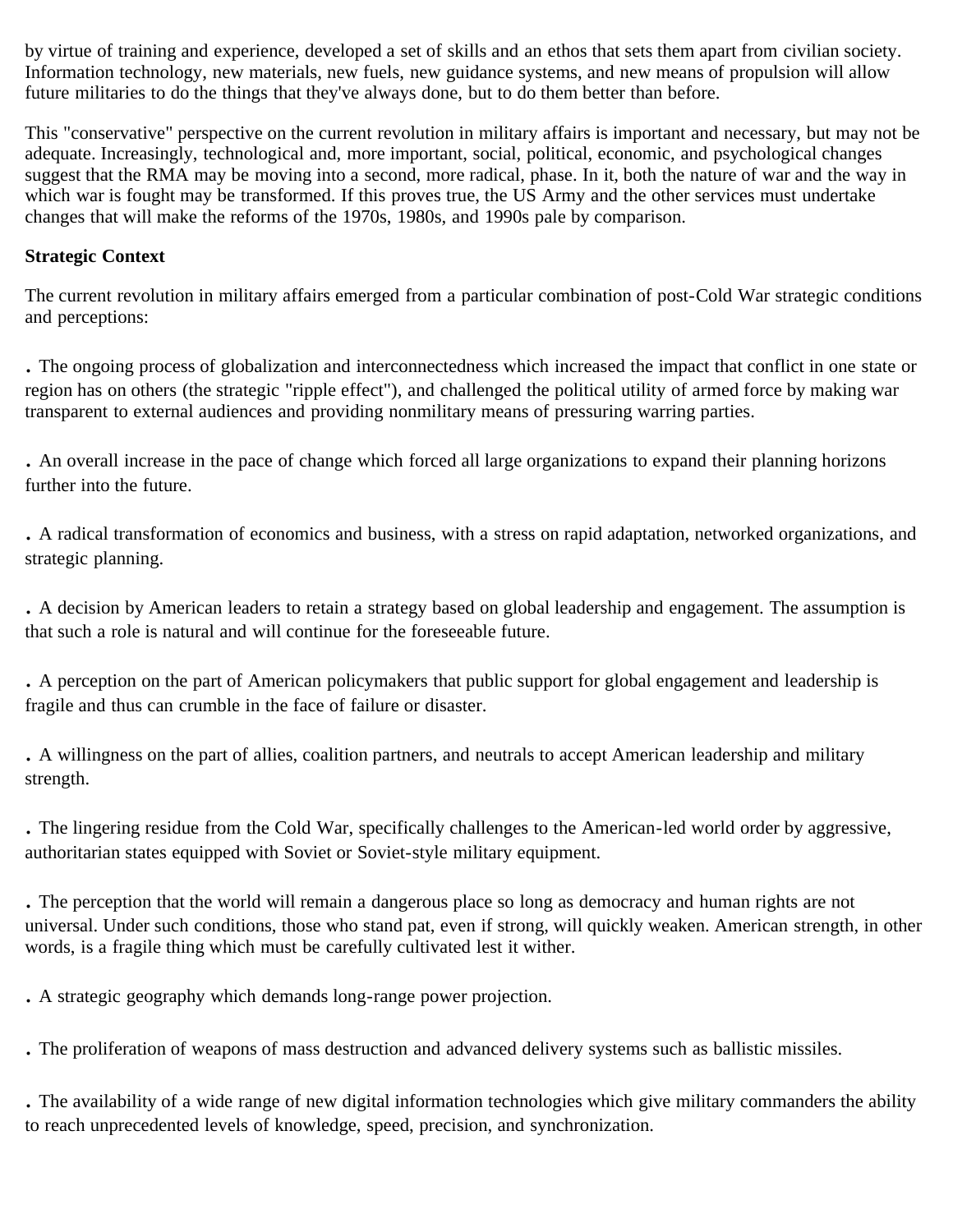by virtue of training and experience, developed a set of skills and an ethos that sets them apart from civilian society. Information technology, new materials, new fuels, new guidance systems, and new means of propulsion will allow future militaries to do the things that they've always done, but to do them better than before.

This "conservative" perspective on the current revolution in military affairs is important and necessary, but may not be adequate. Increasingly, technological and, more important, social, political, economic, and psychological changes suggest that the RMA may be moving into a second, more radical, phase. In it, both the nature of war and the way in which war is fought may be transformed. If this proves true, the US Army and the other services must undertake changes that will make the reforms of the 1970s, 1980s, and 1990s pale by comparison.

**Strategic Context**

The current revolution in military affairs emerged from a particular combination of post-Cold War strategic conditions and perceptions:

- The ongoing process of globalization and interconnectedness which increased the impact that conflict in one state or region has on others (the strategic "ripple effect"), and challenged the political utility of armed force by making war transparent to external audiences and providing nonmilitary means of pressuring warring parties.

- An overall increase in the pace of change which forced all large organizations to expand their planning horizons further into the future.

- A radical transformation of economics and business, with a stress on rapid adaptation, networked organizations, and strategic planning.

- A decision by American leaders to retain a strategy based on global leadership and engagement. The assumption is that such a role is natural and will continue for the foreseeable future.

- A perception on the part of American policymakers that public support for global engagement and leadership is fragile and thus can crumble in the face of failure or disaster.

- A willingness on the part of allies, coalition partners, and neutrals to accept American leadership and military strength.

- The lingering residue from the Cold War, specifically challenges to the American-led world order by aggressive, authoritarian states equipped with Soviet or Soviet-style military equipment.

- The perception that the world will remain a dangerous place so long as democracy and human rights are not universal. Under such conditions, those who stand pat, even if strong, will quickly weaken. American strength, in other words, is a fragile thing which must be carefully cultivated lest it wither.

- A strategic geography which demands long-range power projection.

- The proliferation of weapons of mass destruction and advanced delivery systems such as ballistic missiles.

- The availability of a wide range of new digital information technologies which give military commanders the ability to reach unprecedented levels of knowledge, speed, precision, and synchronization.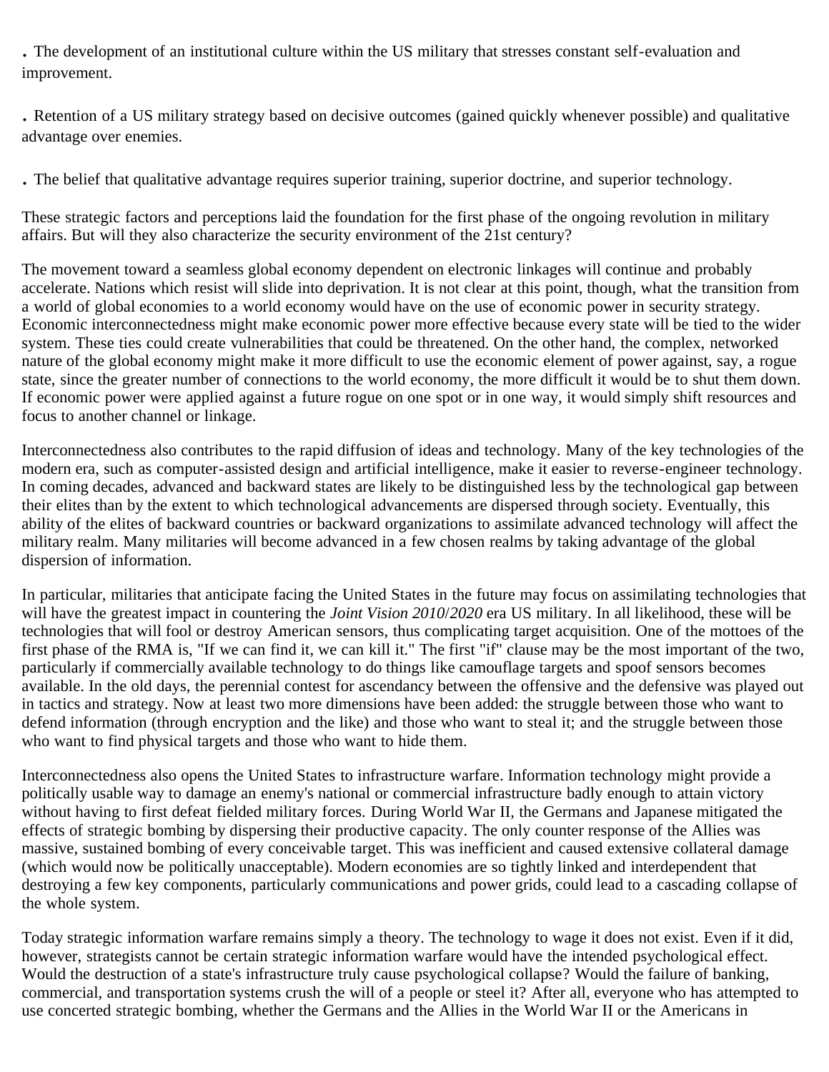- The development of an institutional culture within the US military that stresses constant self-evaluation and improvement.

- Retention of a US military strategy based on decisive outcomes (gained quickly whenever possible) and qualitative advantage over enemies.

- The belief that qualitative advantage requires superior training, superior doctrine, and superior technology.

These strategic factors and perceptions laid the foundation for the first phase of the ongoing revolution in military affairs. But will they also characterize the security environment of the 21st century?

The movement toward a seamless global economy dependent on electronic linkages will continue and probably accelerate. Nations which resist will slide into deprivation. It is not clear at this point, though, what the transition from a world of global economies to a world economy would have on the use of economic power in security strategy. Economic interconnectedness might make economic power more effective because every state will be tied to the wider system. These ties could create vulnerabilities that could be threatened. On the other hand, the complex, networked nature of the global economy might make it more difficult to use the economic element of power against, say, a rogue state, since the greater number of connections to the world economy, the more difficult it would be to shut them down. If economic power were applied against a future rogue on one spot or in one way, it would simply shift resources and focus to another channel or linkage.

Interconnectedness also contributes to the rapid diffusion of ideas and technology. Many of the key technologies of the modern era, such as computer-assisted design and artificial intelligence, make it easier to reverse-engineer technology. In coming decades, advanced and backward states are likely to be distinguished less by the technological gap between their elites than by the extent to which technological advancements are dispersed through society. Eventually, this ability of the elites of backward countries or backward organizations to assimilate advanced technology will affect the military realm. Many militaries will become advanced in a few chosen realms by taking advantage of the global dispersion of information.

In particular, militaries that anticipate facing the United States in the future may focus on assimilating technologies that will have the greatest impact in countering the *Joint Vision 2010*/*2020* era US military. In all likelihood, these will be technologies that will fool or destroy American sensors, thus complicating target acquisition. One of the mottoes of the first phase of the RMA is, "If we can find it, we can kill it." The first "if" clause may be the most important of the two, particularly if commercially available technology to do things like camouflage targets and spoof sensors becomes available. In the old days, the perennial contest for ascendancy between the offensive and the defensive was played out in tactics and strategy. Now at least two more dimensions have been added: the struggle between those who want to defend information (through encryption and the like) and those who want to steal it; and the struggle between those who want to find physical targets and those who want to hide them.

Interconnectedness also opens the United States to infrastructure warfare. Information technology might provide a politically usable way to damage an enemy's national or commercial infrastructure badly enough to attain victory without having to first defeat fielded military forces. During World War II, the Germans and Japanese mitigated the effects of strategic bombing by dispersing their productive capacity. The only counter response of the Allies was massive, sustained bombing of every conceivable target. This was inefficient and caused extensive collateral damage (which would now be politically unacceptable). Modern economies are so tightly linked and interdependent that destroying a few key components, particularly communications and power grids, could lead to a cascading collapse of the whole system.

Today strategic information warfare remains simply a theory. The technology to wage it does not exist. Even if it did, however, strategists cannot be certain strategic information warfare would have the intended psychological effect. Would the destruction of a state's infrastructure truly cause psychological collapse? Would the failure of banking, commercial, and transportation systems crush the will of a people or steel it? After all, everyone who has attempted to use concerted strategic bombing, whether the Germans and the Allies in the World War II or the Americans in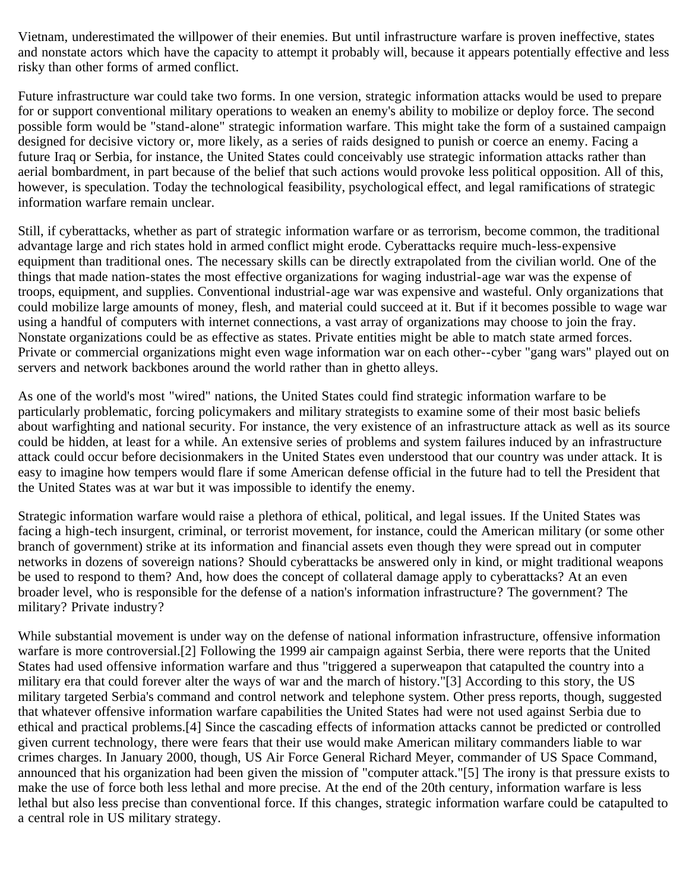Vietnam, underestimated the willpower of their enemies. But until infrastructure warfare is proven ineffective, states and nonstate actors which have the capacity to attempt it probably will, because it appears potentially effective and less risky than other forms of armed conflict.

Future infrastructure war could take two forms. In one version, strategic information attacks would be used to prepare for or support conventional military operations to weaken an enemy's ability to mobilize or deploy force. The second possible form would be "stand-alone" strategic information warfare. This might take the form of a sustained campaign designed for decisive victory or, more likely, as a series of raids designed to punish or coerce an enemy. Facing a future Iraq or Serbia, for instance, the United States could conceivably use strategic information attacks rather than aerial bombardment, in part because of the belief that such actions would provoke less political opposition. All of this, however, is speculation. Today the technological feasibility, psychological effect, and legal ramifications of strategic information warfare remain unclear.

Still, if cyberattacks, whether as part of strategic information warfare or as terrorism, become common, the traditional advantage large and rich states hold in armed conflict might erode. Cyberattacks require much-less-expensive equipment than traditional ones. The necessary skills can be directly extrapolated from the civilian world. One of the things that made nation-states the most effective organizations for waging industrial-age war was the expense of troops, equipment, and supplies. Conventional industrial-age war was expensive and wasteful. Only organizations that could mobilize large amounts of money, flesh, and material could succeed at it. But if it becomes possible to wage war using a handful of computers with internet connections, a vast array of organizations may choose to join the fray. Nonstate organizations could be as effective as states. Private entities might be able to match state armed forces. Private or commercial organizations might even wage information war on each other--cyber "gang wars" played out on servers and network backbones around the world rather than in ghetto alleys.

As one of the world's most "wired" nations, the United States could find strategic information warfare to be particularly problematic, forcing policymakers and military strategists to examine some of their most basic beliefs about warfighting and national security. For instance, the very existence of an infrastructure attack as well as its source could be hidden, at least for a while. An extensive series of problems and system failures induced by an infrastructure attack could occur before decisionmakers in the United States even understood that our country was under attack. It is easy to imagine how tempers would flare if some American defense official in the future had to tell the President that the United States was at war but it was impossible to identify the enemy.

Strategic information warfare would raise a plethora of ethical, political, and legal issues. If the United States was facing a high-tech insurgent, criminal, or terrorist movement, for instance, could the American military (or some other branch of government) strike at its information and financial assets even though they were spread out in computer networks in dozens of sovereign nations? Should cyberattacks be answered only in kind, or might traditional weapons be used to respond to them? And, how does the concept of collateral damage apply to cyberattacks? At an even broader level, who is responsible for the defense of a nation's information infrastructure? The government? The military? Private industry?

While substantial movement is under way on the defense of national information infrastructure, offensive information warfare is more controversial.[2] Following the 1999 air campaign against Serbia, there were reports that the United States had used offensive information warfare and thus "triggered a superweapon that catapulted the country into a military era that could forever alter the ways of war and the march of history."[3] According to this story, the US military targeted Serbia's command and control network and telephone system. Other press reports, though, suggested that whatever offensive information warfare capabilities the United States had were not used against Serbia due to ethical and practical problems.[4] Since the cascading effects of information attacks cannot be predicted or controlled given current technology, there were fears that their use would make American military commanders liable to war crimes charges. In January 2000, though, US Air Force General Richard Meyer, commander of US Space Command, announced that his organization had been given the mission of "computer attack."[5] The irony is that pressure exists to make the use of force both less lethal and more precise. At the end of the 20th century, information warfare is less lethal but also less precise than conventional force. If this changes, strategic information warfare could be catapulted to a central role in US military strategy.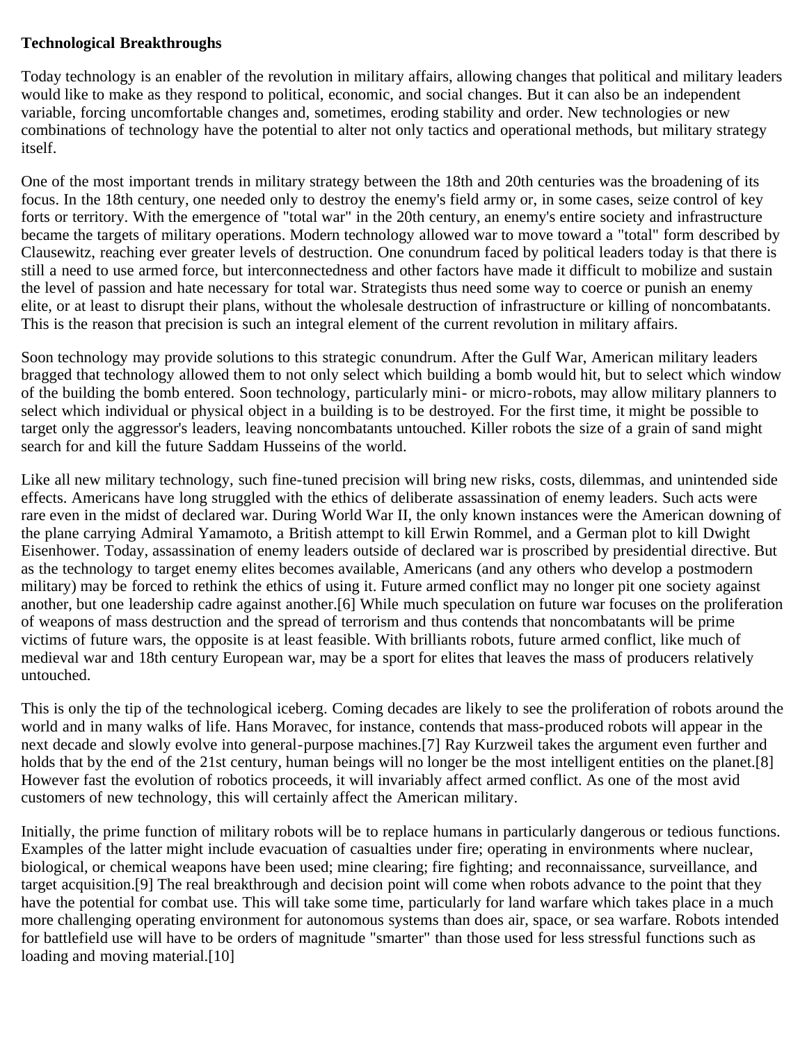**Technological Breakthroughs**

Today technology is an enabler of the revolution in military affairs, allowing changes that political and military leaders would like to make as they respond to political, economic, and social changes. But it can also be an independent variable, forcing uncomfortable changes and, sometimes, eroding stability and order. New technologies or new combinations of technology have the potential to alter not only tactics and operational methods, but military strategy itself.

One of the most important trends in military strategy between the 18th and 20th centuries was the broadening of its focus. In the 18th century, one needed only to destroy the enemy's field army or, in some cases, seize control of key forts or territory. With the emergence of "total war" in the 20th century, an enemy's entire society and infrastructure became the targets of military operations. Modern technology allowed war to move toward a "total" form described by Clausewitz, reaching ever greater levels of destruction. One conundrum faced by political leaders today is that there is still a need to use armed force, but interconnectedness and other factors have made it difficult to mobilize and sustain the level of passion and hate necessary for total war. Strategists thus need some way to coerce or punish an enemy elite, or at least to disrupt their plans, without the wholesale destruction of infrastructure or killing of noncombatants. This is the reason that precision is such an integral element of the current revolution in military affairs.

Soon technology may provide solutions to this strategic conundrum. After the Gulf War, American military leaders bragged that technology allowed them to not only select which building a bomb would hit, but to select which window of the building the bomb entered. Soon technology, particularly mini- or micro-robots, may allow military planners to select which individual or physical object in a building is to be destroyed. For the first time, it might be possible to target only the aggressor's leaders, leaving noncombatants untouched. Killer robots the size of a grain of sand might search for and kill the future Saddam Husseins of the world.

Like all new military technology, such fine-tuned precision will bring new risks, costs, dilemmas, and unintended side effects. Americans have long struggled with the ethics of deliberate assassination of enemy leaders. Such acts were rare even in the midst of declared war. During World War II, the only known instances were the American downing of the plane carrying Admiral Yamamoto, a British attempt to kill Erwin Rommel, and a German plot to kill Dwight Eisenhower. Today, assassination of enemy leaders outside of declared war is proscribed by presidential directive. But as the technology to target enemy elites becomes available, Americans (and any others who develop a postmodern military) may be forced to rethink the ethics of using it. Future armed conflict may no longer pit one society against another, but one leadership cadre against another.[6] While much speculation on future war focuses on the proliferation of weapons of mass destruction and the spread of terrorism and thus contends that noncombatants will be prime victims of future wars, the opposite is at least feasible. With brilliants robots, future armed conflict, like much of medieval war and 18th century European war, may be a sport for elites that leaves the mass of producers relatively untouched.

This is only the tip of the technological iceberg. Coming decades are likely to see the proliferation of robots around the world and in many walks of life. Hans Moravec, for instance, contends that mass-produced robots will appear in the next decade and slowly evolve into general-purpose machines.[7] Ray Kurzweil takes the argument even further and holds that by the end of the 21st century, human beings will no longer be the most intelligent entities on the planet.[8] However fast the evolution of robotics proceeds, it will invariably affect armed conflict. As one of the most avid customers of new technology, this will certainly affect the American military.

Initially, the prime function of military robots will be to replace humans in particularly dangerous or tedious functions. Examples of the latter might include evacuation of casualties under fire; operating in environments where nuclear, biological, or chemical weapons have been used; mine clearing; fire fighting; and reconnaissance, surveillance, and target acquisition.[9] The real breakthrough and decision point will come when robots advance to the point that they have the potential for combat use. This will take some time, particularly for land warfare which takes place in a much more challenging operating environment for autonomous systems than does air, space, or sea warfare. Robots intended for battlefield use will have to be orders of magnitude "smarter" than those used for less stressful functions such as loading and moving material.[10]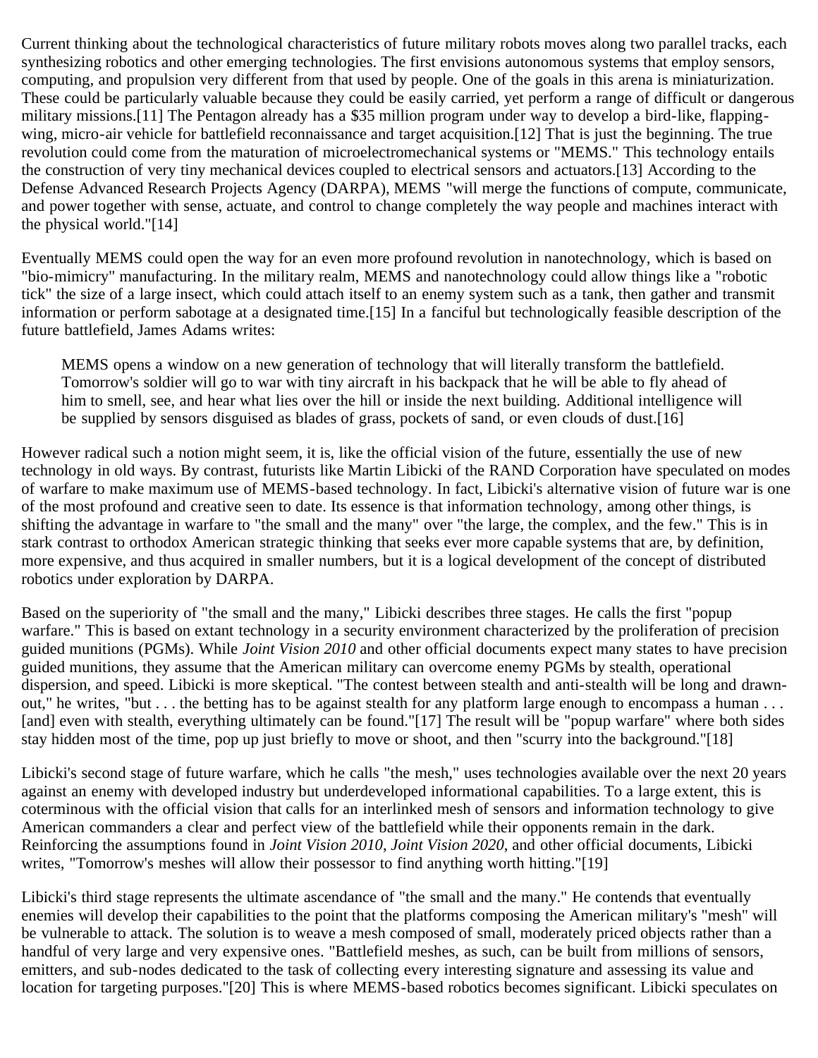Current thinking about the technological characteristics of future military robots moves along two parallel tracks, each synthesizing robotics and other emerging technologies. The first envisions autonomous systems that employ sensors, computing, and propulsion very different from that used by people. One of the goals in this arena is miniaturization. These could be particularly valuable because they could be easily carried, yet perform a range of difficult or dangerous military missions.[11] The Pentagon already has a $35 million program under way to develop a bird-like, flapping-wing, micro-air vehicle for battlefield reconnaissance and target acquisition.[12] That is just the beginning. The true revolution could come from the maturation of microelectromechanical systems or "MEMS." This technology entails the construction of very tiny mechanical devices coupled to electrical sensors and actuators.[13] According to the Defense Advanced Research Projects Agency (DARPA), MEMS "will merge the functions of compute, communicate, and power together with sense, actuate, and control to change completely the way people and machines interact with the physical world."[14]

Eventually MEMS could open the way for an even more profound revolution in nanotechnology, which is based on "bio-mimicry" manufacturing. In the military realm, MEMS and nanotechnology could allow things like a "robotic tick" the size of a large insect, which could attach itself to an enemy system such as a tank, then gather and transmit information or perform sabotage at a designated time.[15] In a fanciful but technologically feasible description of the future battlefield, James Adams writes:

> MEMS opens a window on a new generation of technology that will literally transform the battlefield. Tomorrow's soldier will go to war with tiny aircraft in his backpack that he will be able to fly ahead of him to smell, see, and hear what lies over the hill or inside the next building. Additional intelligence will be supplied by sensors disguised as blades of grass, pockets of sand, or even clouds of dust.[16]

However radical such a notion might seem, it is, like the official vision of the future, essentially the use of new technology in old ways. By contrast, futurists like Martin Libicki of the RAND Corporation have speculated on modes of warfare to make maximum use of MEMS-based technology. In fact, Libicki's alternative vision of future war is one of the most profound and creative seen to date. Its essence is that information technology, among other things, is shifting the advantage in warfare to "the small and the many" over "the large, the complex, and the few." This is in stark contrast to orthodox American strategic thinking that seeks ever more capable systems that are, by definition, more expensive, and thus acquired in smaller numbers, but it is a logical development of the concept of distributed robotics under exploration by DARPA.

Based on the superiority of "the small and the many," Libicki describes three stages. He calls the first "popup warfare." This is based on extant technology in a security environment characterized by the proliferation of precision guided munitions (PGMs). While *Joint Vision 2010* and other official documents expect many states to have precision guided munitions, they assume that the American military can overcome enemy PGMs by stealth, operational dispersion, and speed. Libicki is more skeptical. "The contest between stealth and anti-stealth will be long and drawn-out," he writes, "but . . . the betting has to be against stealth for any platform large enough to encompass a human . . . [and] even with stealth, everything ultimately can be found."[17] The result will be "popup warfare" where both sides stay hidden most of the time, pop up just briefly to move or shoot, and then "scurry into the background."[18]

Libicki's second stage of future warfare, which he calls "the mesh," uses technologies available over the next 20 years against an enemy with developed industry but underdeveloped informational capabilities. To a large extent, this is coterminous with the official vision that calls for an interlinked mesh of sensors and information technology to give American commanders a clear and perfect view of the battlefield while their opponents remain in the dark. Reinforcing the assumptions found in *Joint Vision 2010*, *Joint Vision 2020*, and other official documents, Libicki writes, "Tomorrow's meshes will allow their possessor to find anything worth hitting."[19]

Libicki's third stage represents the ultimate ascendance of "the small and the many." He contends that eventually enemies will develop their capabilities to the point that the platforms composing the American military's "mesh" will be vulnerable to attack. The solution is to weave a mesh composed of small, moderately priced objects rather than a handful of very large and very expensive ones. "Battlefield meshes, as such, can be built from millions of sensors, emitters, and sub-nodes dedicated to the task of collecting every interesting signature and assessing its value and location for targeting purposes."[20] This is where MEMS-based robotics becomes significant. Libicki speculates on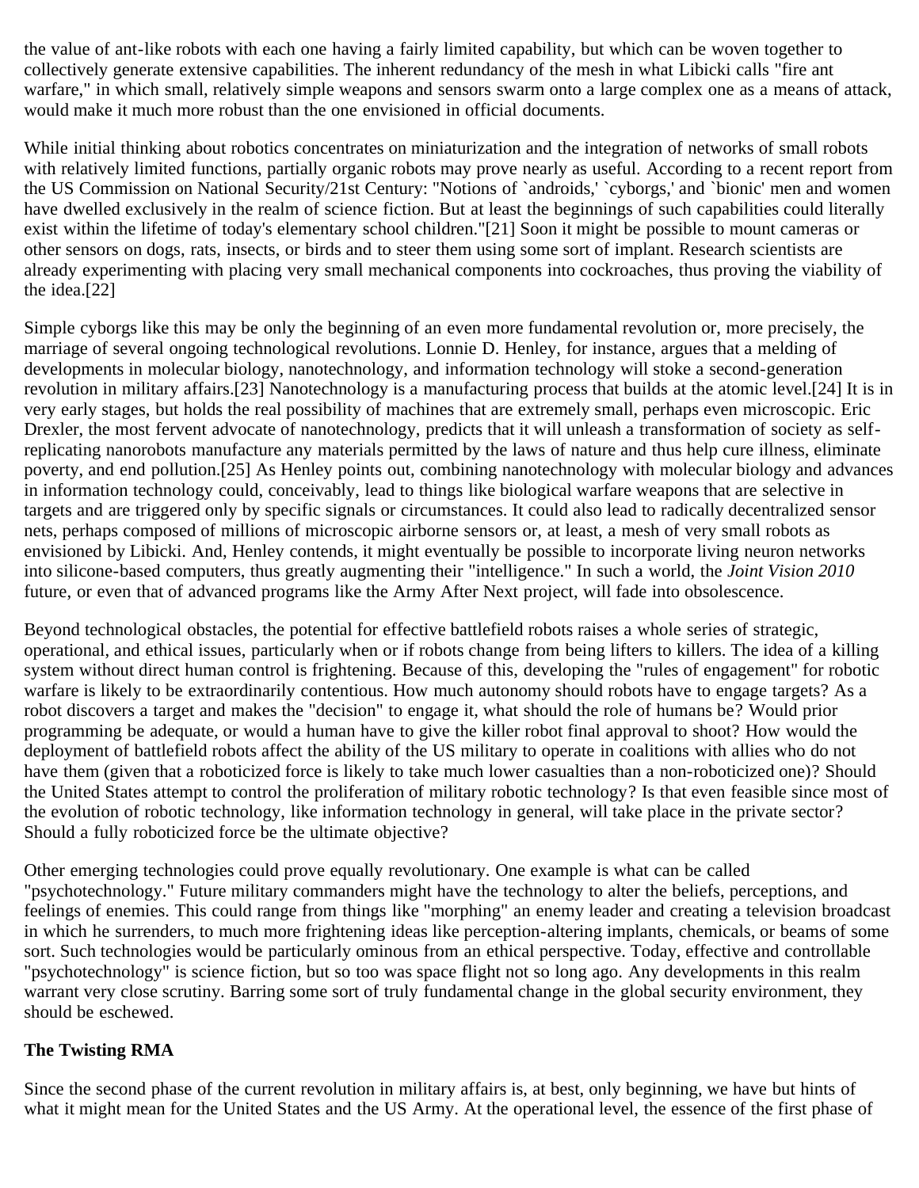the value of ant-like robots with each one having a fairly limited capability, but which can be woven together to collectively generate extensive capabilities. The inherent redundancy of the mesh in what Libicki calls "fire ant warfare," in which small, relatively simple weapons and sensors swarm onto a large complex one as a means of attack, would make it much more robust than the one envisioned in official documents.

While initial thinking about robotics concentrates on miniaturization and the integration of networks of small robots with relatively limited functions, partially organic robots may prove nearly as useful. According to a recent report from the US Commission on National Security/21st Century: "Notions of `androids,' `cyborgs,' and `bionic' men and women have dwelled exclusively in the realm of science fiction. But at least the beginnings of such capabilities could literally exist within the lifetime of today's elementary school children."[21] Soon it might be possible to mount cameras or other sensors on dogs, rats, insects, or birds and to steer them using some sort of implant. Research scientists are already experimenting with placing very small mechanical components into cockroaches, thus proving the viability of the idea.[22]

Simple cyborgs like this may be only the beginning of an even more fundamental revolution or, more precisely, the marriage of several ongoing technological revolutions. Lonnie D. Henley, for instance, argues that a melding of developments in molecular biology, nanotechnology, and information technology will stoke a second-generation revolution in military affairs.[23] Nanotechnology is a manufacturing process that builds at the atomic level.[24] It is in very early stages, but holds the real possibility of machines that are extremely small, perhaps even microscopic. Eric Drexler, the most fervent advocate of nanotechnology, predicts that it will unleash a transformation of society as self-replicating nanorobots manufacture any materials permitted by the laws of nature and thus help cure illness, eliminate poverty, and end pollution.[25] As Henley points out, combining nanotechnology with molecular biology and advances in information technology could, conceivably, lead to things like biological warfare weapons that are selective in targets and are triggered only by specific signals or circumstances. It could also lead to radically decentralized sensor nets, perhaps composed of millions of microscopic airborne sensors or, at least, a mesh of very small robots as envisioned by Libicki. And, Henley contends, it might eventually be possible to incorporate living neuron networks into silicone-based computers, thus greatly augmenting their "intelligence." In such a world, the *Joint Vision 2010* future, or even that of advanced programs like the Army After Next project, will fade into obsolescence.

Beyond technological obstacles, the potential for effective battlefield robots raises a whole series of strategic, operational, and ethical issues, particularly when or if robots change from being lifters to killers. The idea of a killing system without direct human control is frightening. Because of this, developing the "rules of engagement" for robotic warfare is likely to be extraordinarily contentious. How much autonomy should robots have to engage targets? As a robot discovers a target and makes the "decision" to engage it, what should the role of humans be? Would prior programming be adequate, or would a human have to give the killer robot final approval to shoot? How would the deployment of battlefield robots affect the ability of the US military to operate in coalitions with allies who do not have them (given that a roboticized force is likely to take much lower casualties than a non-roboticized one)? Should the United States attempt to control the proliferation of military robotic technology? Is that even feasible since most of the evolution of robotic technology, like information technology in general, will take place in the private sector? Should a fully roboticized force be the ultimate objective?

Other emerging technologies could prove equally revolutionary. One example is what can be called "psychotechnology." Future military commanders might have the technology to alter the beliefs, perceptions, and feelings of enemies. This could range from things like "morphing" an enemy leader and creating a television broadcast in which he surrenders, to much more frightening ideas like perception-altering implants, chemicals, or beams of some sort. Such technologies would be particularly ominous from an ethical perspective. Today, effective and controllable "psychotechnology" is science fiction, but so too was space flight not so long ago. Any developments in this realm warrant very close scrutiny. Barring some sort of truly fundamental change in the global security environment, they should be eschewed.

**The Twisting RMA**

Since the second phase of the current revolution in military affairs is, at best, only beginning, we have but hints of what it might mean for the United States and the US Army. At the operational level, the essence of the first phase of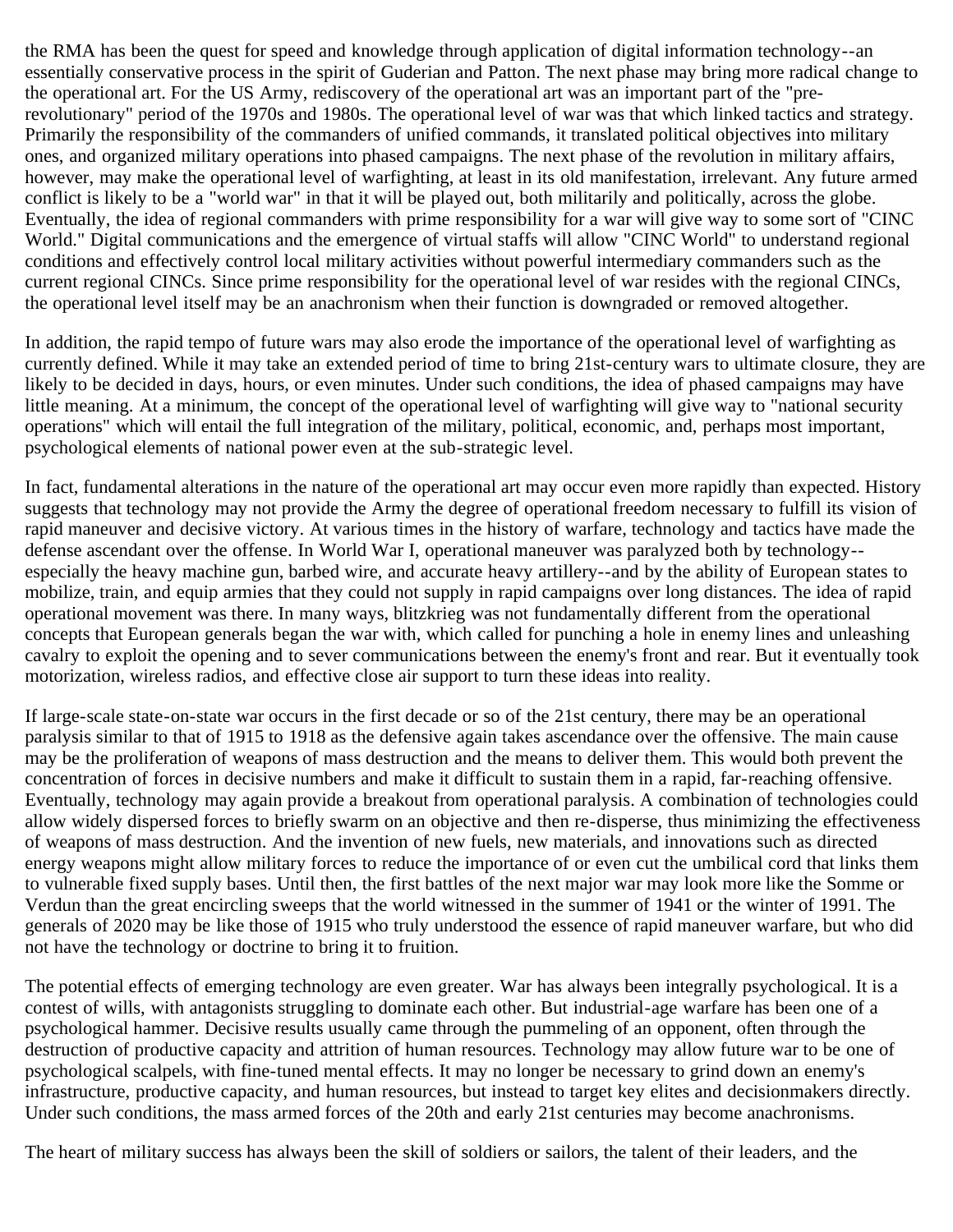the RMA has been the quest for speed and knowledge through application of digital information technology--an essentially conservative process in the spirit of Guderian and Patton. The next phase may bring more radical change to the operational art. For the US Army, rediscovery of the operational art was an important part of the "pre-revolutionary" period of the 1970s and 1980s. The operational level of war was that which linked tactics and strategy. Primarily the responsibility of the commanders of unified commands, it translated political objectives into military ones, and organized military operations into phased campaigns. The next phase of the revolution in military affairs, however, may make the operational level of warfighting, at least in its old manifestation, irrelevant. Any future armed conflict is likely to be a "world war" in that it will be played out, both militarily and politically, across the globe. Eventually, the idea of regional commanders with prime responsibility for a war will give way to some sort of "CINC World." Digital communications and the emergence of virtual staffs will allow "CINC World" to understand regional conditions and effectively control local military activities without powerful intermediary commanders such as the current regional CINCs. Since prime responsibility for the operational level of war resides with the regional CINCs, the operational level itself may be an anachronism when their function is downgraded or removed altogether.

In addition, the rapid tempo of future wars may also erode the importance of the operational level of warfighting as currently defined. While it may take an extended period of time to bring 21st-century wars to ultimate closure, they are likely to be decided in days, hours, or even minutes. Under such conditions, the idea of phased campaigns may have little meaning. At a minimum, the concept of the operational level of warfighting will give way to "national security operations" which will entail the full integration of the military, political, economic, and, perhaps most important, psychological elements of national power even at the sub-strategic level.

In fact, fundamental alterations in the nature of the operational art may occur even more rapidly than expected. History suggests that technology may not provide the Army the degree of operational freedom necessary to fulfill its vision of rapid maneuver and decisive victory. At various times in the history of warfare, technology and tactics have made the defense ascendant over the offense. In World War I, operational maneuver was paralyzed both by technology--especially the heavy machine gun, barbed wire, and accurate heavy artillery--and by the ability of European states to mobilize, train, and equip armies that they could not supply in rapid campaigns over long distances. The idea of rapid operational movement was there. In many ways, blitzkrieg was not fundamentally different from the operational concepts that European generals began the war with, which called for punching a hole in enemy lines and unleashing cavalry to exploit the opening and to sever communications between the enemy's front and rear. But it eventually took motorization, wireless radios, and effective close air support to turn these ideas into reality.

If large-scale state-on-state war occurs in the first decade or so of the 21st century, there may be an operational paralysis similar to that of 1915 to 1918 as the defensive again takes ascendance over the offensive. The main cause may be the proliferation of weapons of mass destruction and the means to deliver them. This would both prevent the concentration of forces in decisive numbers and make it difficult to sustain them in a rapid, far-reaching offensive. Eventually, technology may again provide a breakout from operational paralysis. A combination of technologies could allow widely dispersed forces to briefly swarm on an objective and then re-disperse, thus minimizing the effectiveness of weapons of mass destruction. And the invention of new fuels, new materials, and innovations such as directed energy weapons might allow military forces to reduce the importance of or even cut the umbilical cord that links them to vulnerable fixed supply bases. Until then, the first battles of the next major war may look more like the Somme or Verdun than the great encircling sweeps that the world witnessed in the summer of 1941 or the winter of 1991. The generals of 2020 may be like those of 1915 who truly understood the essence of rapid maneuver warfare, but who did not have the technology or doctrine to bring it to fruition.

The potential effects of emerging technology are even greater. War has always been integrally psychological. It is a contest of wills, with antagonists struggling to dominate each other. But industrial-age warfare has been one of a psychological hammer. Decisive results usually came through the pummeling of an opponent, often through the destruction of productive capacity and attrition of human resources. Technology may allow future war to be one of psychological scalpels, with fine-tuned mental effects. It may no longer be necessary to grind down an enemy's infrastructure, productive capacity, and human resources, but instead to target key elites and decisionmakers directly. Under such conditions, the mass armed forces of the 20th and early 21st centuries may become anachronisms.

The heart of military success has always been the skill of soldiers or sailors, the talent of their leaders, and the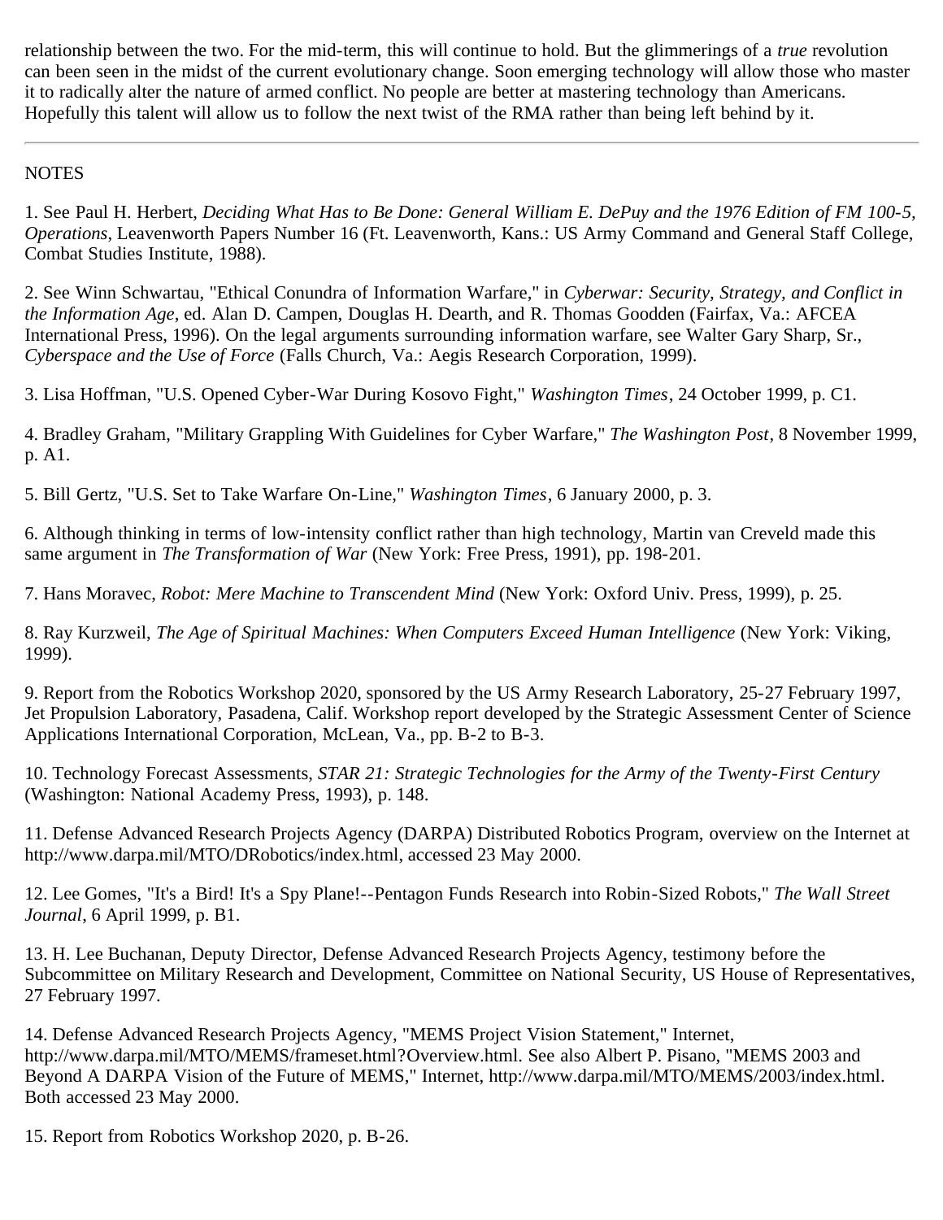relationship between the two. For the mid-term, this will continue to hold. But the glimmerings of a *true* revolution can been seen in the midst of the current evolutionary change. Soon emerging technology will allow those who master it to radically alter the nature of armed conflict. No people are better at mastering technology than Americans. Hopefully this talent will allow us to follow the next twist of the RMA rather than being left behind by it.

---

NOTES

1. See Paul H. Herbert, *Deciding What Has to Be Done: General William E. DePuy and the 1976 Edition of FM 100-5, Operations*, Leavenworth Papers Number 16 (Ft. Leavenworth, Kans.: US Army Command and General Staff College, Combat Studies Institute, 1988).

2. See Winn Schwartau, "Ethical Conundra of Information Warfare," in *Cyberwar: Security, Strategy, and Conflict in the Information Age*, ed. Alan D. Campen, Douglas H. Dearth, and R. Thomas Goodden (Fairfax, Va.: AFCEA International Press, 1996). On the legal arguments surrounding information warfare, see Walter Gary Sharp, Sr., *Cyberspace and the Use of Force* (Falls Church, Va.: Aegis Research Corporation, 1999).

3. Lisa Hoffman, "U.S. Opened Cyber-War During Kosovo Fight," *Washington Times*, 24 October 1999, p. C1.

4. Bradley Graham, "Military Grappling With Guidelines for Cyber Warfare," *The Washington Post*, 8 November 1999, p. A1.

5. Bill Gertz, "U.S. Set to Take Warfare On-Line," *Washington Times*, 6 January 2000, p. 3.

6. Although thinking in terms of low-intensity conflict rather than high technology, Martin van Creveld made this same argument in *The Transformation of War* (New York: Free Press, 1991), pp. 198-201.

7. Hans Moravec, *Robot: Mere Machine to Transcendent Mind* (New York: Oxford Univ. Press, 1999), p. 25.

8. Ray Kurzweil, *The Age of Spiritual Machines: When Computers Exceed Human Intelligence* (New York: Viking, 1999).

9. Report from the Robotics Workshop 2020, sponsored by the US Army Research Laboratory, 25-27 February 1997, Jet Propulsion Laboratory, Pasadena, Calif. Workshop report developed by the Strategic Assessment Center of Science Applications International Corporation, McLean, Va., pp. B-2 to B-3.

10. Technology Forecast Assessments, *STAR 21: Strategic Technologies for the Army of the Twenty-First Century* (Washington: National Academy Press, 1993), p. 148.

11. Defense Advanced Research Projects Agency (DARPA) Distributed Robotics Program, overview on the Internet at http://www.darpa.mil/MTO/DRobotics/index.html, accessed 23 May 2000.

12. Lee Gomes, "It's a Bird! It's a Spy Plane!--Pentagon Funds Research into Robin-Sized Robots," *The Wall Street Journal*, 6 April 1999, p. B1.

13. H. Lee Buchanan, Deputy Director, Defense Advanced Research Projects Agency, testimony before the Subcommittee on Military Research and Development, Committee on National Security, US House of Representatives, 27 February 1997.

14. Defense Advanced Research Projects Agency, "MEMS Project Vision Statement," Internet, http://www.darpa.mil/MTO/MEMS/frameset.html?Overview.html. See also Albert P. Pisano, "MEMS 2003 and Beyond A DARPA Vision of the Future of MEMS," Internet, http://www.darpa.mil/MTO/MEMS/2003/index.html. Both accessed 23 May 2000.

15. Report from Robotics Workshop 2020, p. B-26.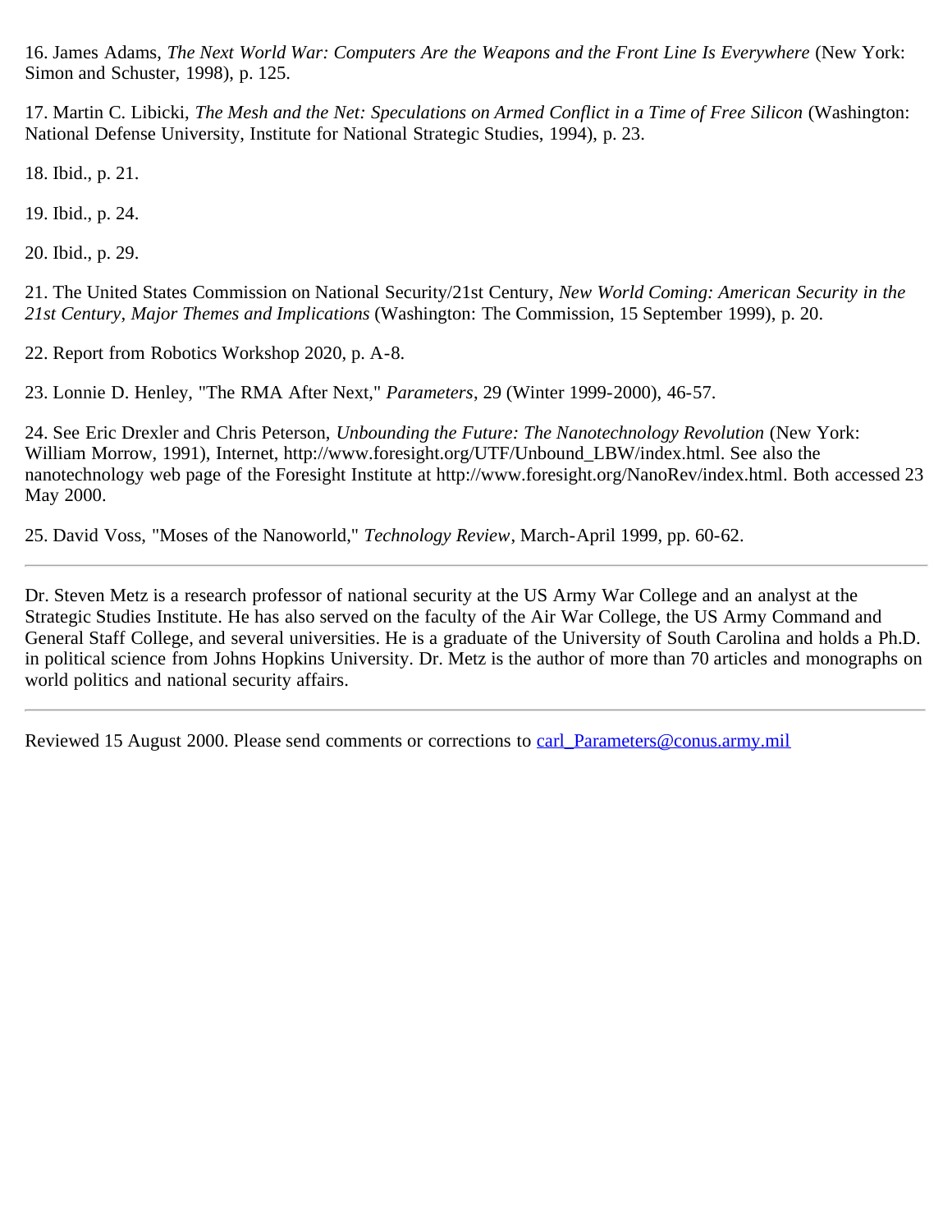16. James Adams, *The Next World War: Computers Are the Weapons and the Front Line Is Everywhere* (New York: Simon and Schuster, 1998), p. 125.

17. Martin C. Libicki, *The Mesh and the Net: Speculations on Armed Conflict in a Time of Free Silicon* (Washington: National Defense University, Institute for National Strategic Studies, 1994), p. 23.

18. Ibid., p. 21.

19. Ibid., p. 24.

20. Ibid., p. 29.

21. The United States Commission on National Security/21st Century, *New World Coming: American Security in the 21st Century, Major Themes and Implications* (Washington: The Commission, 15 September 1999), p. 20.

22. Report from Robotics Workshop 2020, p. A-8.

23. Lonnie D. Henley, "The RMA After Next," *Parameters*, 29 (Winter 1999-2000), 46-57.

24. See Eric Drexler and Chris Peterson, *Unbounding the Future: The Nanotechnology Revolution* (New York: William Morrow, 1991), Internet, http://www.foresight.org/UTF/Unbound_LBW/index.html. See also the nanotechnology web page of the Foresight Institute at http://www.foresight.org/NanoRev/index.html. Both accessed 23 May 2000.

25. David Voss, "Moses of the Nanoworld," *Technology Review*, March-April 1999, pp. 60-62.

---

Dr. Steven Metz is a research professor of national security at the US Army War College and an analyst at the Strategic Studies Institute. He has also served on the faculty of the Air War College, the US Army Command and General Staff College, and several universities. He is a graduate of the University of South Carolina and holds a Ph.D. in political science from Johns Hopkins University. Dr. Metz is the author of more than 70 articles and monographs on world politics and national security affairs.

---

Reviewed 15 August 2000. Please send comments or corrections to carl_Parameters@conus.army.mil